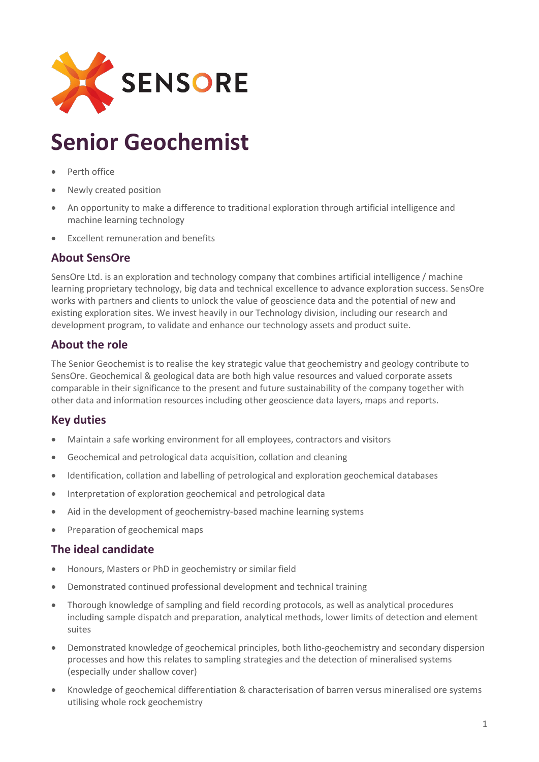# Senior Geochemist

- Perth office
- Newly created position
- An opportunity to make a difference to traditional exploration through artificial intelligence and machine learning technology
- Excellent remuneration and benefits

## About SensOre

SensOre Ltd. is an exploration and technology company that combines artificial intelligence / machine learning proprietary technology, big data and technical excellence to advance exploration success. SensOre works with partners and clients to unlock the value of geoscience data and the potential of new and existing exploration sites. We invest heavily in our Technology division, including our research and development program, to validate and enhance our technology assets and product suite.

## About the role

The Senior Geochemist is to realise the key strategic value that geochemistry and geology contribute to SensOre. Geochemical & geological data are both high value resources and valued corporate assets comparable in their significance to the present and future sustainability of the company together with other data and information resources including other geoscience data layers, maps and reports.

## Key duties

- Maintain a safe working environment for all employees, contractors and visitors
- Geochemical and petrological data acquisition, collation and cleaning
- Identification, collation and labelling of petrological and exploration geochemical databases
- Interpretation of exploration geochemical and petrological data
- Aid in the development of geochemistry-based machine learning systems
- Preparation of geochemical maps

## The ideal candidate

- Honours, Masters or PhD in geochemistry or similar field
- Demonstrated continued professional development and technical training
- Thorough knowledge of sampling and field recording protocols, as well as analytical procedures including sample dispatch and preparation, analytical methods, lower limits of detection and element suites
- Demonstrated knowledge of geochemical principles, both litho-geochemistry and secondary dispersion processes and how this relates to sampling strategies and the detection of mineralised systems (especially under shallow cover)
- Knowledge of geochemical differentiation & characterisation of barren versus mineralised ore systems utilising whole rock geochemistry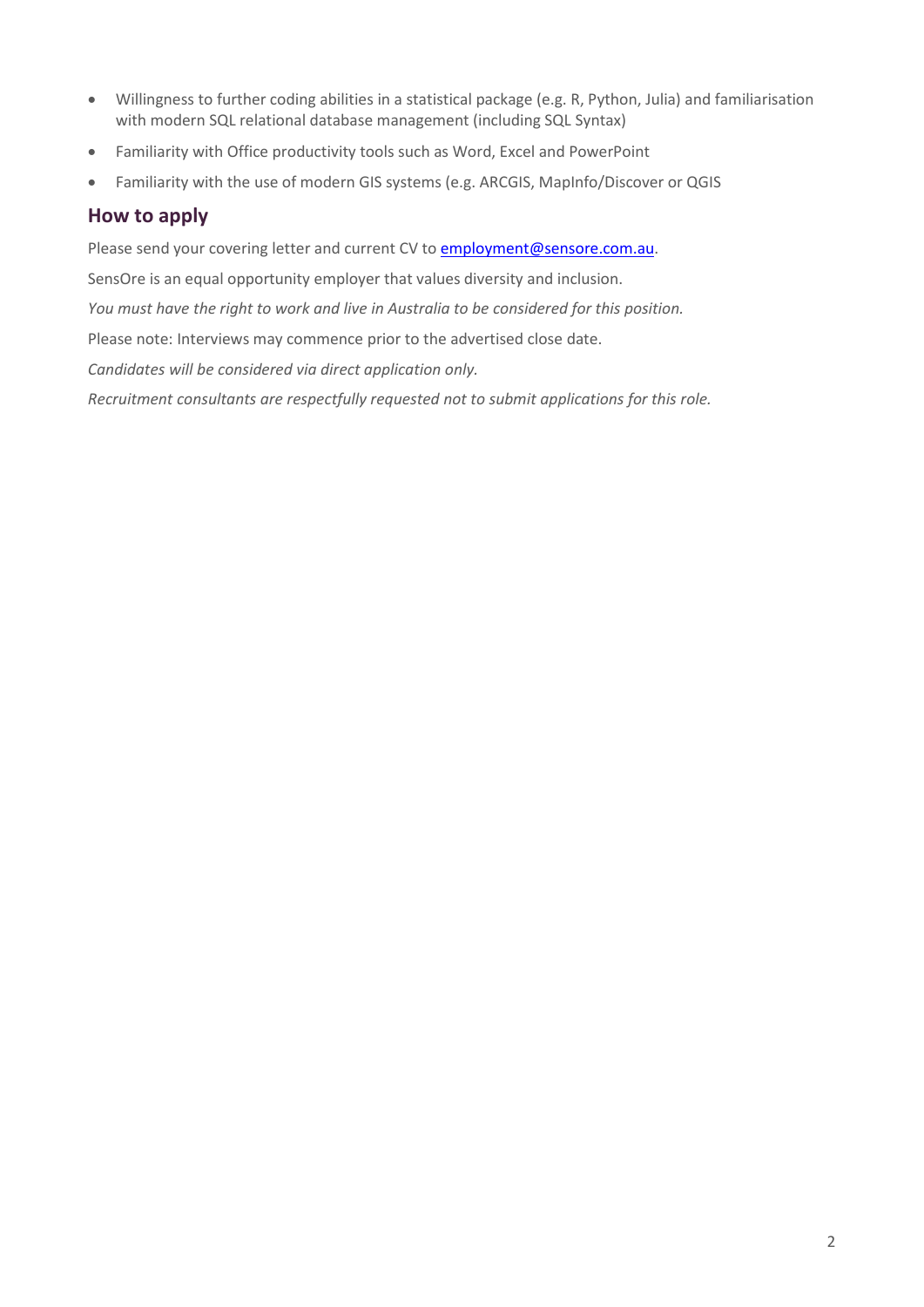- Willingness to further coding abilities in a statistical package (e.g. R, Python, Julia) and familiarisation with modern SQL relational database management (including SQL Syntax)
- Familiarity with Office productivity tools such as Word, Excel and PowerPoint
- Familiarity with the use of modern GIS systems (e.g. ARCGIS, MapInfo/Discover or QGIS

## How to apply

Please send your covering letter and current CV to employment@sensore.com.au.

SensOre is an equal opportunity employer that values diversity and inclusion.

*You must have the right to work and live in Australia to be considered for this position.*

Please note: Interviews may commence prior to the advertised close date.

*Candidates will be considered via direct application only.*

*Recruitment consultants are respectfully requested not to submit applications for this role.*